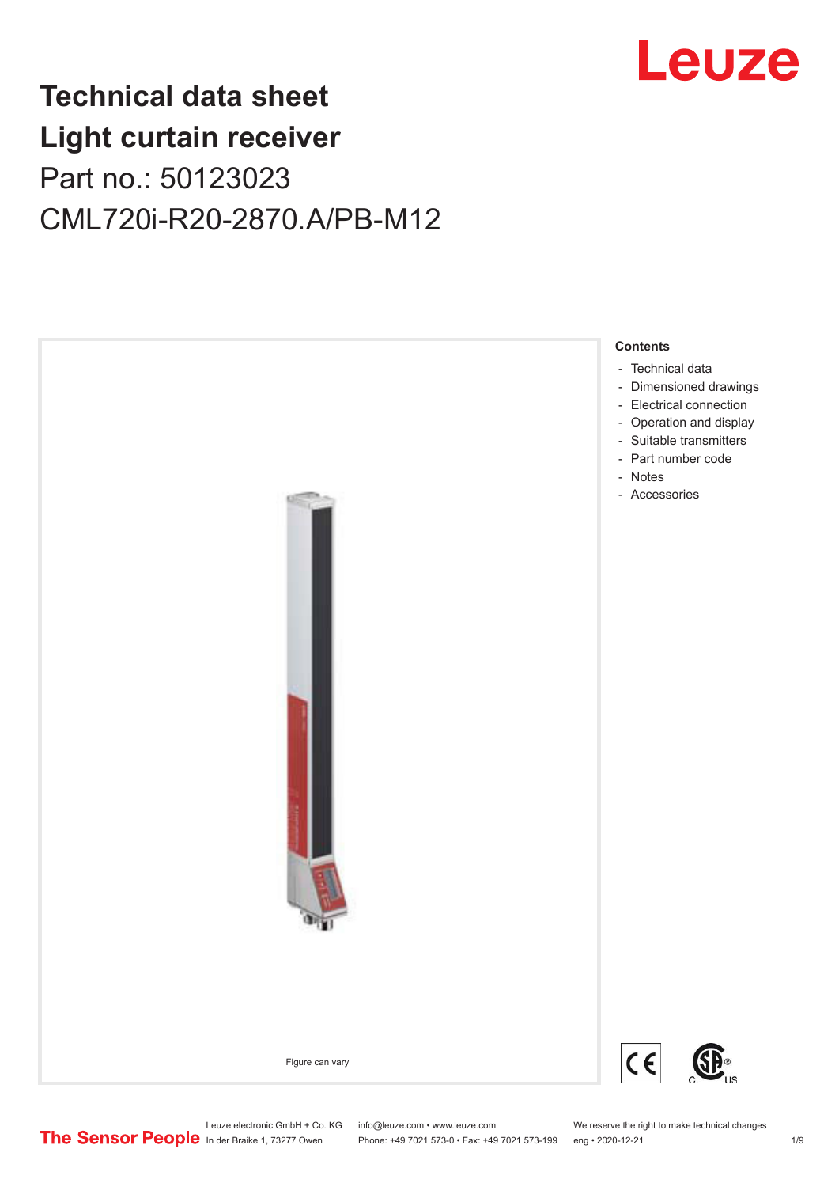# Technical data sheet
# Light curtain receiver
Part no.: 50123023

CML720i-R20-2870.A/PB-M12

Figure can vary

**Contents**

- Technical data
- Dimensioned drawings
- Electrical connection
- Operation and display
- Suitable transmitters
- Part number code
- Notes
- Accessories

Leuze electronic GmbH + Co. KG
In der Braike 1, 73277 Owen

info@leuze.com • www.leuze.com
Phone: +49 7021 573-0 • Fax: +49 7021 573-199

We reserve the right to make technical changes
eng • 2020-12-21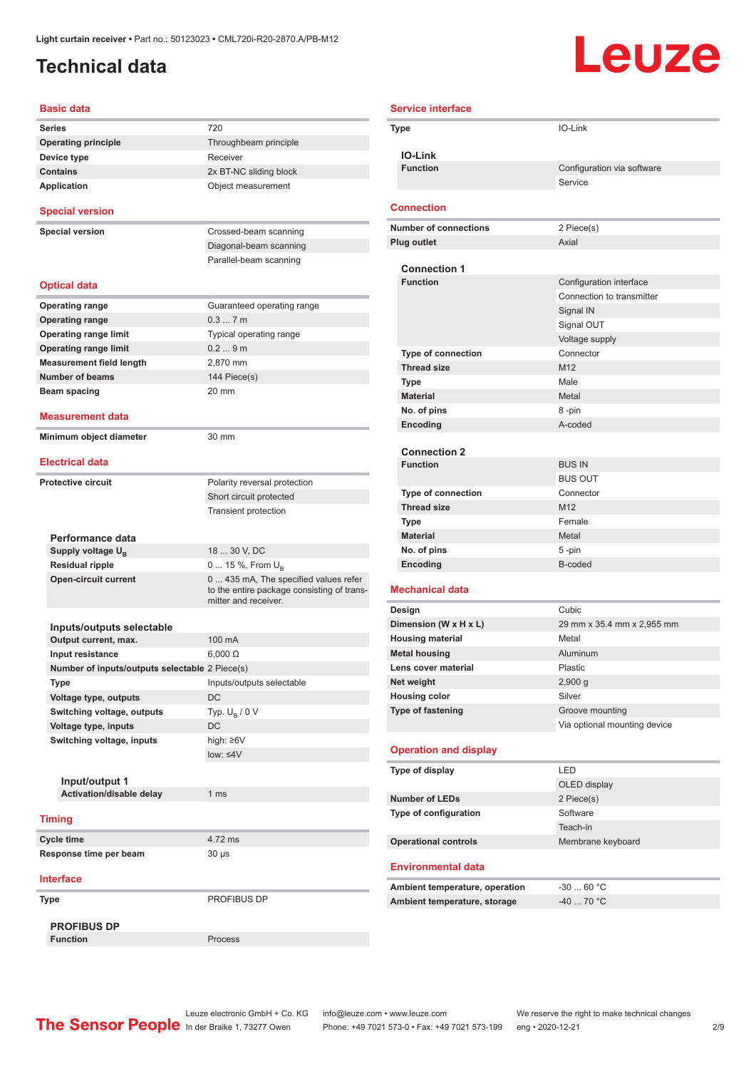Light curtain receiver • Part no.: 50123023 • CML720i-R20-2870.A/PB-M12

# Technical data

## Basic data

| | |
|---|---|
| **Series** | 720 |
| **Operating principle** | Throughbeam principle |
| **Device type** | Receiver |
| **Contains** | 2x BT-NC sliding block |
| **Application** | Object measurement |

## Special version

| | |
|---|---|
| **Special version** | Crossed-beam scanning |
| | Diagonal-beam scanning |
| | Parallel-beam scanning |

## Optical data

| | |
|---|---|
| **Operating range** | Guaranteed operating range |
| **Operating range** | 0.3 ... 7 m |
| **Operating range limit** | Typical operating range |
| **Operating range limit** | 0.2 ... 9 m |
| **Measurement field length** | 2,870 mm |
| **Number of beams** | 144 Piece(s) |
| **Beam spacing** | 20 mm |

## Measurement data

| | |
|---|---|
| **Minimum object diameter** | 30 mm |

## Electrical data

| | |
|---|---|
| **Protective circuit** | Polarity reversal protection |
| | Short circuit protected |
| | Transient protection |

### Performance data

| | |
|---|---|
| **Supply voltage $U_B$** | 18 ... 30 V, DC |
| **Residual ripple** | 0 ... 15 %, From $U_B$ |
| **Open-circuit current** | 0 ... 435 mA, The specified values refer to the entire package consisting of transmitter and receiver. |

### Inputs/outputs selectable

| | |
|---|---|
| **Output current, max.** | 100 mA |
| **Input resistance** | 6,000 Ω |
| **Number of inputs/outputs selectable** | 2 Piece(s) |
| **Type** | Inputs/outputs selectable |
| **Voltage type, outputs** | DC |
| **Switching voltage, outputs** | Typ. $U_B$ / 0 V |
| **Voltage type, inputs** | DC |
| **Switching voltage, inputs** | high: ≥6V |
| | low: ≤4V |

#### Input/output 1

| | |
|---|---|
| **Activation/disable delay** | 1 ms |

## Timing

| | |
|---|---|
| **Cycle time** | 4.72 ms |
| **Response time per beam** | 30 µs |

## Interface

| | |
|---|---|
| **Type** | PROFIBUS DP |

### PROFIBUS DP

| | |
|---|---|
| **Function** | Process |

## Service interface

| | |
|---|---|
| **Type** | IO-Link |

### IO-Link

| | |
|---|---|
| **Function** | Configuration via software |
| | Service |

## Connection

| | |
|---|---|
| **Number of connections** | 2 Piece(s) |
| **Plug outlet** | Axial |

### Connection 1

| | |
|---|---|
| **Function** | Configuration interface |
| | Connection to transmitter |
| | Signal IN |
| | Signal OUT |
| | Voltage supply |
| **Type of connection** | Connector |
| **Thread size** | M12 |
| **Type** | Male |
| **Material** | Metal |
| **No. of pins** | 8 -pin |
| **Encoding** | A-coded |

### Connection 2

| | |
|---|---|
| **Function** | BUS IN |
| | BUS OUT |
| **Type of connection** | Connector |
| **Thread size** | M12 |
| **Type** | Female |
| **Material** | Metal |
| **No. of pins** | 5 -pin |
| **Encoding** | B-coded |

## Mechanical data

| | |
|---|---|
| **Design** | Cubic |
| **Dimension (W x H x L)** | 29 mm x 35.4 mm x 2,955 mm |
| **Housing material** | Metal |
| **Metal housing** | Aluminum |
| **Lens cover material** | Plastic |
| **Net weight** | 2,900 g |
| **Housing color** | Silver |
| **Type of fastening** | Groove mounting |
| | Via optional mounting device |

## Operation and display

| | |
|---|---|
| **Type of display** | LED |
| | OLED display |
| **Number of LEDs** | 2 Piece(s) |
| **Type of configuration** | Software |
| | Teach-in |
| **Operational controls** | Membrane keyboard |

## Environmental data

| | |
|---|---|
| **Ambient temperature, operation** | -30 ... 60 °C |
| **Ambient temperature, storage** | -40 ... 70 °C |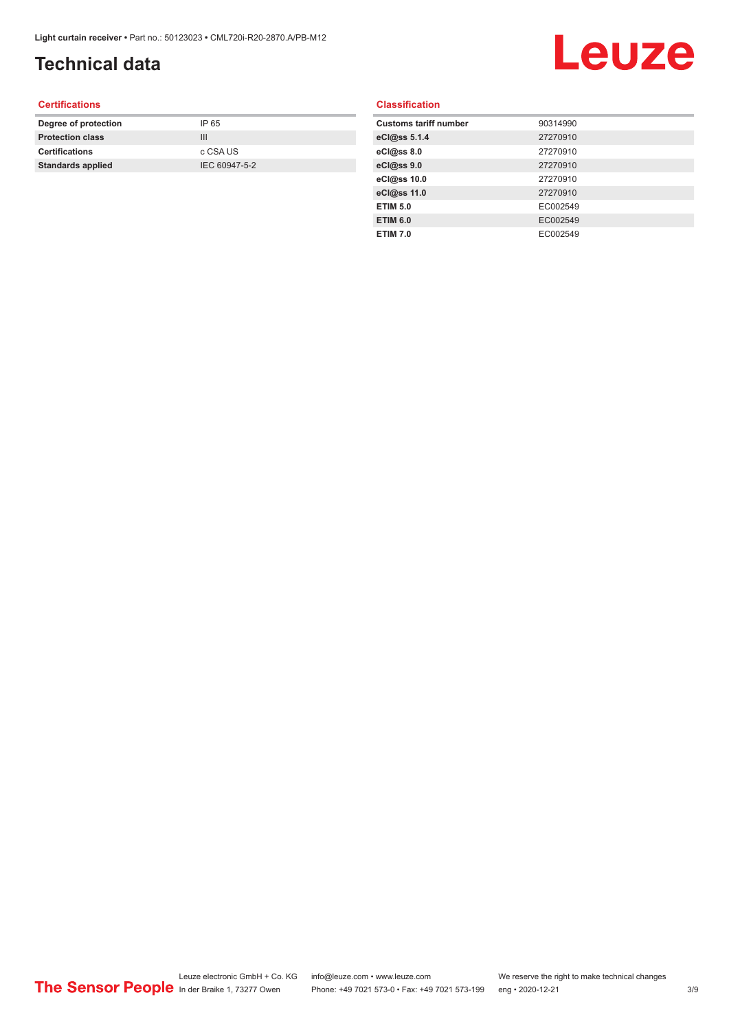# Technical data

## Certifications

| | |
|---|---|
| **Degree of protection** | IP 65 |
| **Protection class** | III |
| **Certifications** | c CSA US |
| **Standards applied** | IEC 60947-5-2 |

## Classification

| | |
|---|---|
| **Customs tariff number** | 90314990 |
| **eCl@ss 5.1.4** | 27270910 |
| **eCl@ss 8.0** | 27270910 |
| **eCl@ss 9.0** | 27270910 |
| **eCl@ss 10.0** | 27270910 |
| **eCl@ss 11.0** | 27270910 |
| **ETIM 5.0** | EC002549 |
| **ETIM 6.0** | EC002549 |
| **ETIM 7.0** | EC002549 |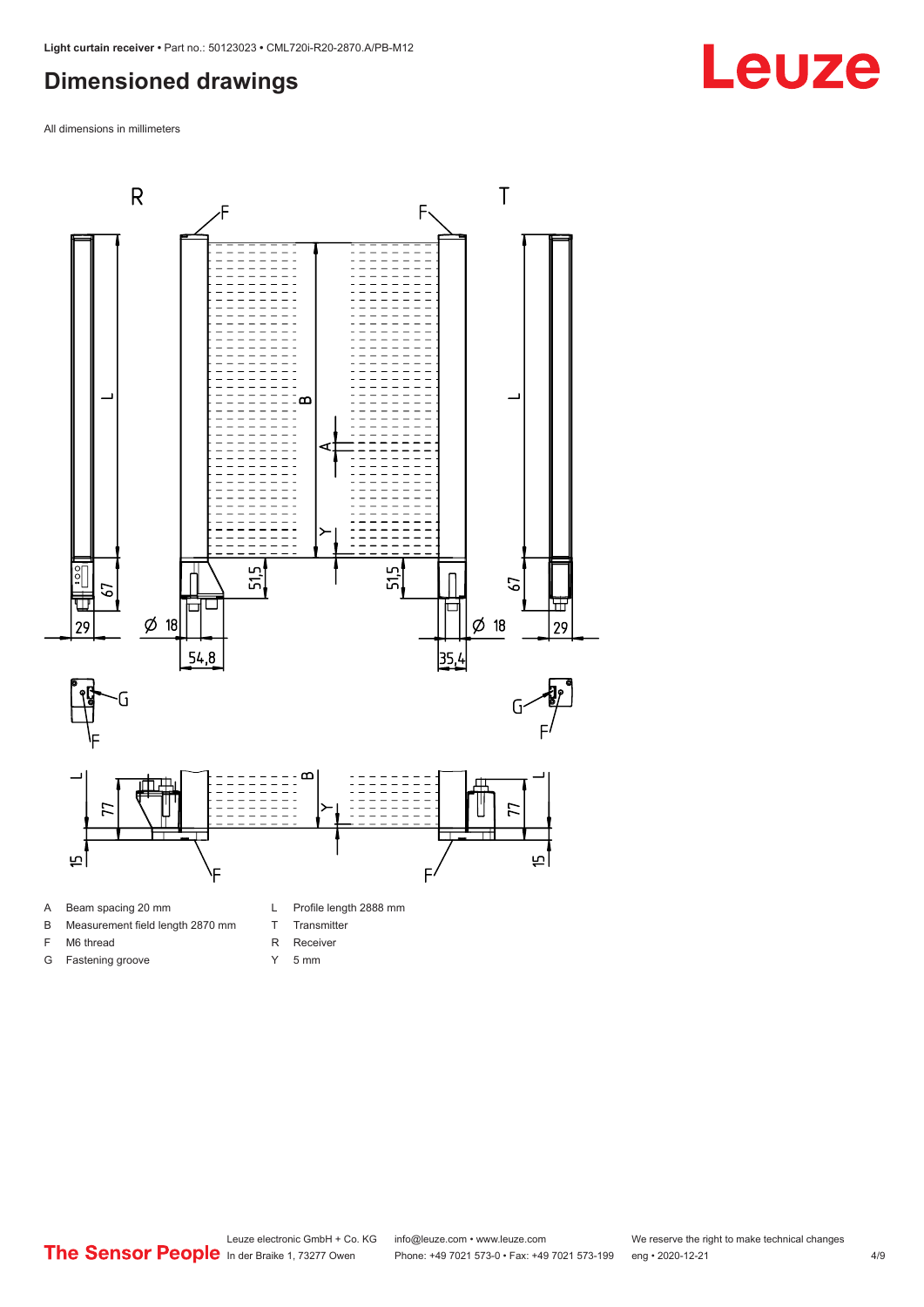# Dimensioned drawings

All dimensions in millimeters

| | | | |
|---|---|---|---|
| A | Beam spacing 20 mm | L | Profile length 2888 mm |
| B | Measurement field length 2870 mm | T | Transmitter |
| F | M6 thread | R | Receiver |
| G | Fastening groove | Y | 5 mm |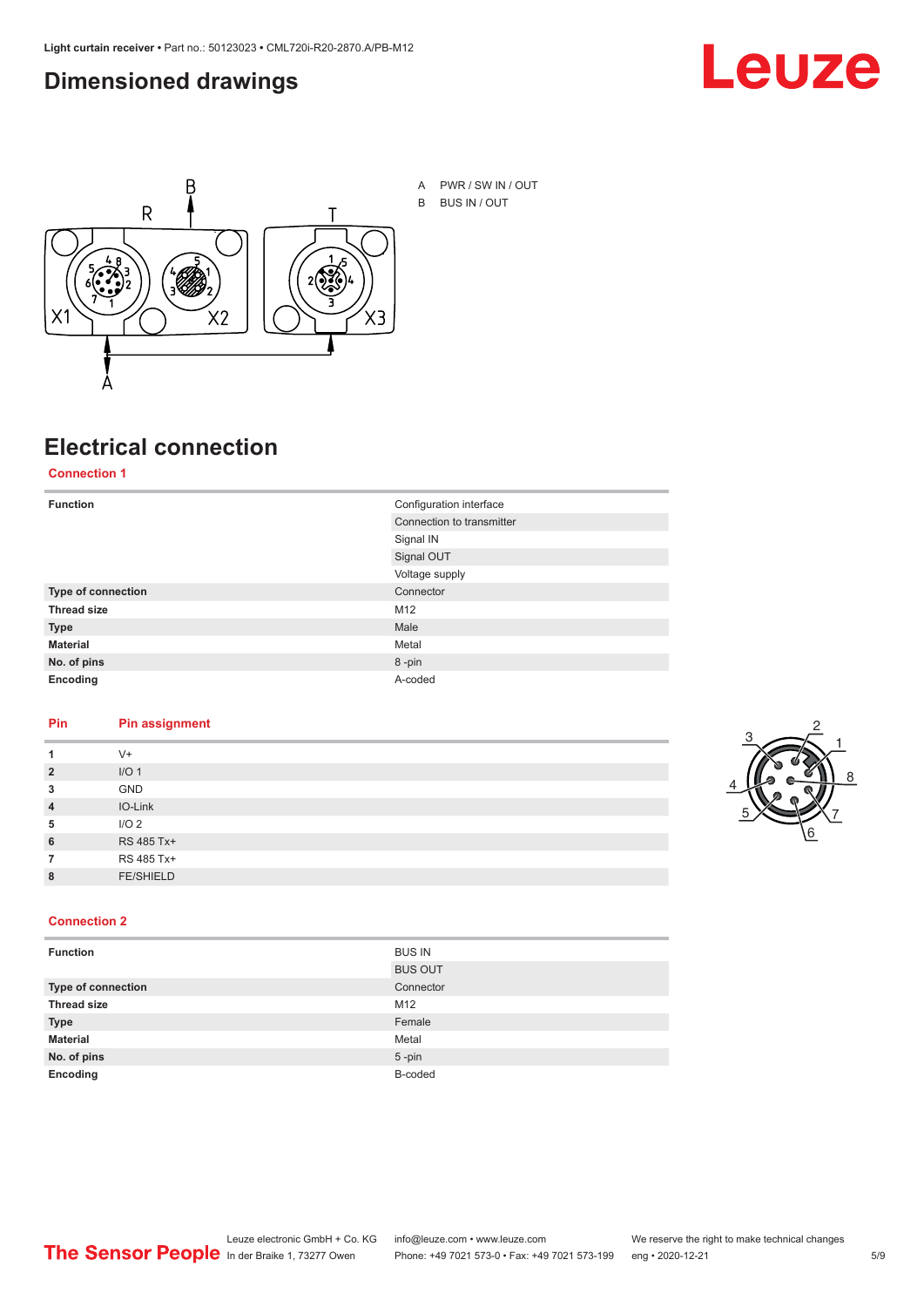## Dimensioned drawings

A PWR / SW IN / OUT
B BUS IN / OUT

## Electrical connection

### Connection 1

| | |
|---|---|
| **Function** | Configuration interface |
| | Connection to transmitter |
| | Signal IN |
| | Signal OUT |
| | Voltage supply |
| **Type of connection** | Connector |
| **Thread size** | M12 |
| **Type** | Male |
| **Material** | Metal |
| **No. of pins** | 8 -pin |
| **Encoding** | A-coded |

| Pin | Pin assignment |
|---|---|
| **1** | V+ |
| **2** | I/O 1 |
| **3** | GND |
| **4** | IO-Link |
| **5** | I/O 2 |
| **6** | RS 485 Tx+ |
| **7** | RS 485 Tx+ |
| **8** | FE/SHIELD |

### Connection 2

| | |
|---|---|
| **Function** | BUS IN |
| | BUS OUT |
| **Type of connection** | Connector |
| **Thread size** | M12 |
| **Type** | Female |
| **Material** | Metal |
| **No. of pins** | 5 -pin |
| **Encoding** | B-coded |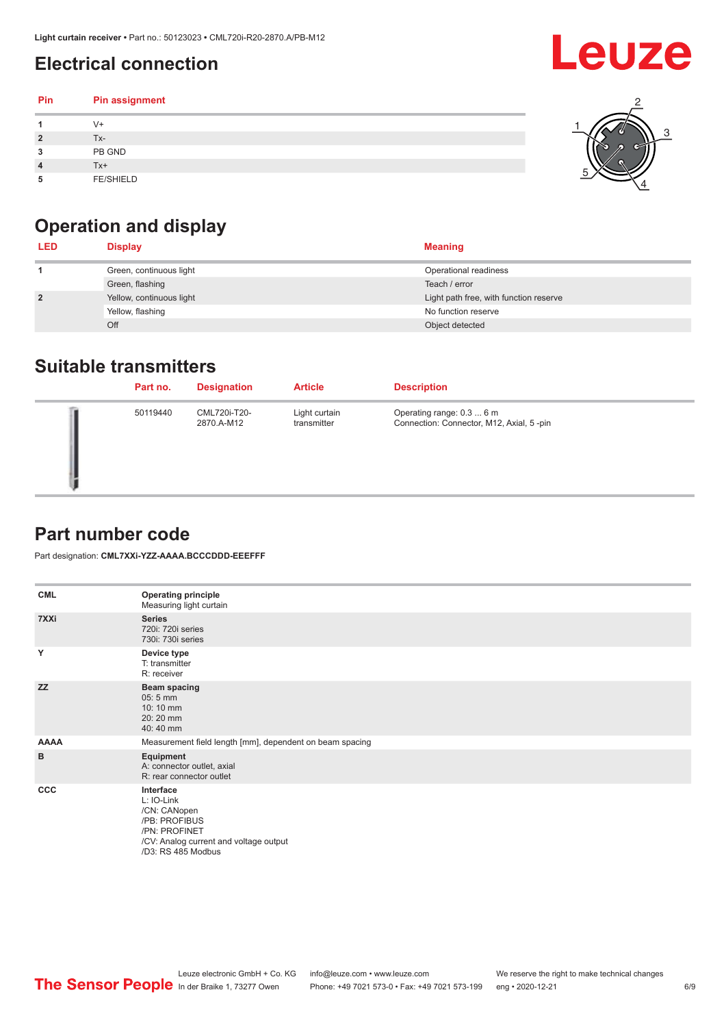# Electrical connection

| Pin | Pin assignment |
|---|---|
| 1 | V+ |
| 2 | Tx- |
| 3 | PB GND |
| 4 | Tx+ |
| 5 | FE/SHIELD |

# Operation and display

| LED | Display | Meaning |
|---|---|---|
| 1 | Green, continuous light | Operational readiness |
| | Green, flashing | Teach / error |
| 2 | Yellow, continuous light | Light path free, with function reserve |
| | Yellow, flashing | No function reserve |
| | Off | Object detected |

# Suitable transmitters

| Part no. | Designation | Article | Description |
|---|---|---|---|
| 50119440 | CML720i-T20-2870.A-M12 | Light curtain transmitter | Operating range: 0.3 ... 6 m<br>Connection: Connector, M12, Axial, 5 -pin |

# Part number code

Part designation: **CML7XXi-YZZ-AAAA.BCCCDDD-EEEFFF**

| | |
|---|---|
| **CML** | **Operating principle**<br>Measuring light curtain |
| **7XXi** | **Series**<br>720i: 720i series<br>730i: 730i series |
| **Y** | **Device type**<br>T: transmitter<br>R: receiver |
| **ZZ** | **Beam spacing**<br>05: 5 mm<br>10: 10 mm<br>20: 20 mm<br>40: 40 mm |
| **AAAA** | Measurement field length [mm], dependent on beam spacing |
| **B** | **Equipment**<br>A: connector outlet, axial<br>R: rear connector outlet |
| **CCC** | **Interface**<br>L: IO-Link<br>/CN: CANopen<br>/PB: PROFIBUS<br>/PN: PROFINET<br>/CV: Analog current and voltage output<br>/D3: RS 485 Modbus |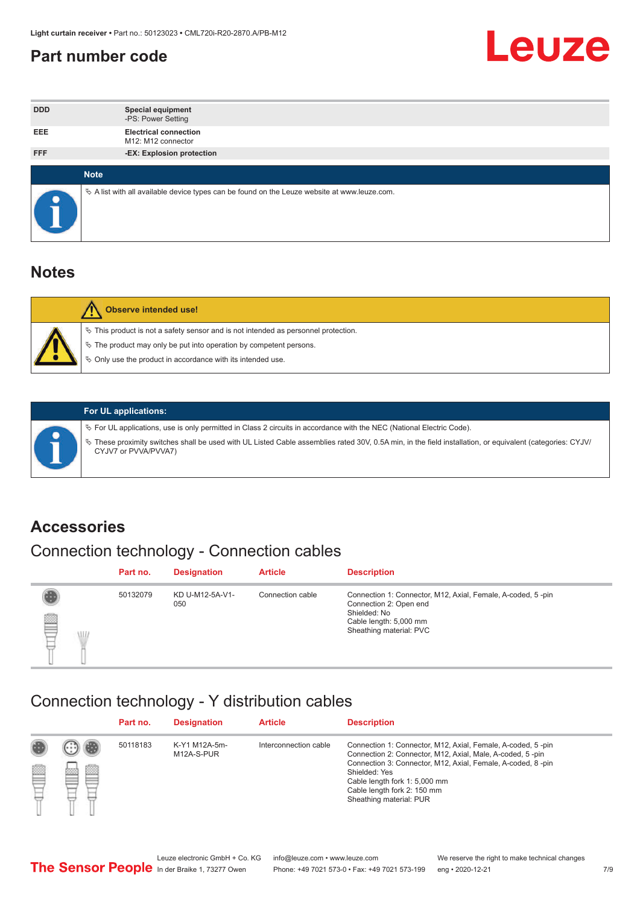# Part number code

| | |
|---|---|
| DDD | **Special equipment**<br>-PS: Power Setting |
| EEE | **Electrical connection**<br>M12: M12 connector |
| FFF | **-EX: Explosion protection** |

**Note**

- A list with all available device types can be found on the Leuze website at www.leuze.com.

# Notes

**Observe intended use!**

- This product is not a safety sensor and is not intended as personnel protection.
- The product may only be put into operation by competent persons.
- Only use the product in accordance with its intended use.

**For UL applications:**

- For UL applications, use is only permitted in Class 2 circuits in accordance with the NEC (National Electric Code).
- These proximity switches shall be used with UL Listed Cable assemblies rated 30V, 0.5A min, in the field installation, or equivalent (categories: CYJV/CYJV7 or PVVA/PVVA7)

# Accessories

## Connection technology - Connection cables

| Part no. | Designation | Article | Description |
|---|---|---|---|
| 50132079 | KD U-M12-5A-V1-050 | Connection cable | Connection 1: Connector, M12, Axial, Female, A-coded, 5 -pin<br>Connection 2: Open end<br>Shielded: No<br>Cable length: 5,000 mm<br>Sheathing material: PVC |

## Connection technology - Y distribution cables

| Part no. | Designation | Article | Description |
|---|---|---|---|
| 50118183 | K-Y1 M12A-5m-M12A-S-PUR | Interconnection cable | Connection 1: Connector, M12, Axial, Female, A-coded, 5 -pin<br>Connection 2: Connector, M12, Axial, Male, A-coded, 5 -pin<br>Connection 3: Connector, M12, Axial, Female, A-coded, 8 -pin<br>Shielded: Yes<br>Cable length fork 1: 5,000 mm<br>Cable length fork 2: 150 mm<br>Sheathing material: PUR |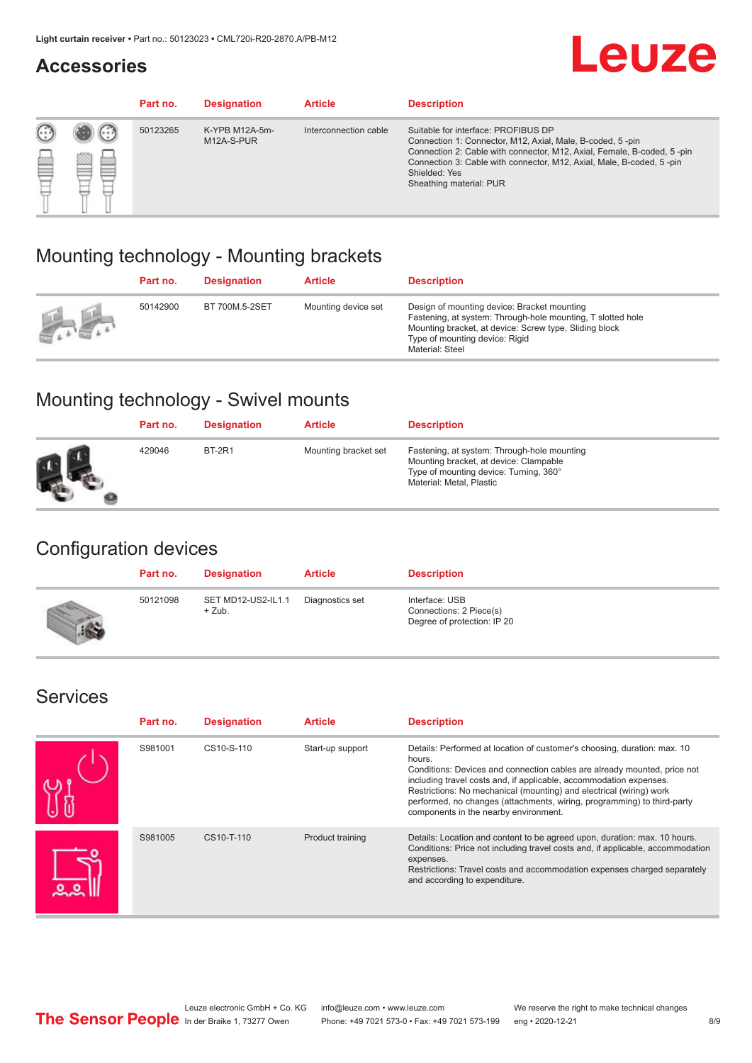## Accessories

| Part no. | Designation | Article | Description |
|---|---|---|---|
| 50123265 | K-YPB M12A-5m-M12A-S-PUR | Interconnection cable | Suitable for interface: PROFIBUS DP<br>Connection 1: Connector, M12, Axial, Male, B-coded, 5 -pin<br>Connection 2: Cable with connector, M12, Axial, Female, B-coded, 5 -pin<br>Connection 3: Cable with connector, M12, Axial, Male, B-coded, 5 -pin<br>Shielded: Yes<br>Sheathing material: PUR |

# Mounting technology - Mounting brackets

| Part no. | Designation | Article | Description |
|---|---|---|---|
| 50142900 | BT 700M.5-2SET | Mounting device set | Design of mounting device: Bracket mounting<br>Fastening, at system: Through-hole mounting, T slotted hole<br>Mounting bracket, at device: Screw type, Sliding block<br>Type of mounting device: Rigid<br>Material: Steel |

# Mounting technology - Swivel mounts

| Part no. | Designation | Article | Description |
|---|---|---|---|
| 429046 | BT-2R1 | Mounting bracket set | Fastening, at system: Through-hole mounting<br>Mounting bracket, at device: Clampable<br>Type of mounting device: Turning, 360°<br>Material: Metal, Plastic |

# Configuration devices

| Part no. | Designation | Article | Description |
|---|---|---|---|
| 50121098 | SET MD12-US2-IL1.1 + Zub. | Diagnostics set | Interface: USB<br>Connections: 2 Piece(s)<br>Degree of protection: IP 20 |

# Services

| Part no. | Designation | Article | Description |
|---|---|---|---|
| S981001 | CS10-S-110 | Start-up support | Details: Performed at location of customer's choosing, duration: max. 10 hours.<br>Conditions: Devices and connection cables are already mounted, price not including travel costs and, if applicable, accommodation expenses.<br>Restrictions: No mechanical (mounting) and electrical (wiring) work performed, no changes (attachments, wiring, programming) to third-party components in the nearby environment. |
| S981005 | CS10-T-110 | Product training | Details: Location and content to be agreed upon, duration: max. 10 hours.<br>Conditions: Price not including travel costs and, if applicable, accommodation expenses.<br>Restrictions: Travel costs and accommodation expenses charged separately and according to expenditure. |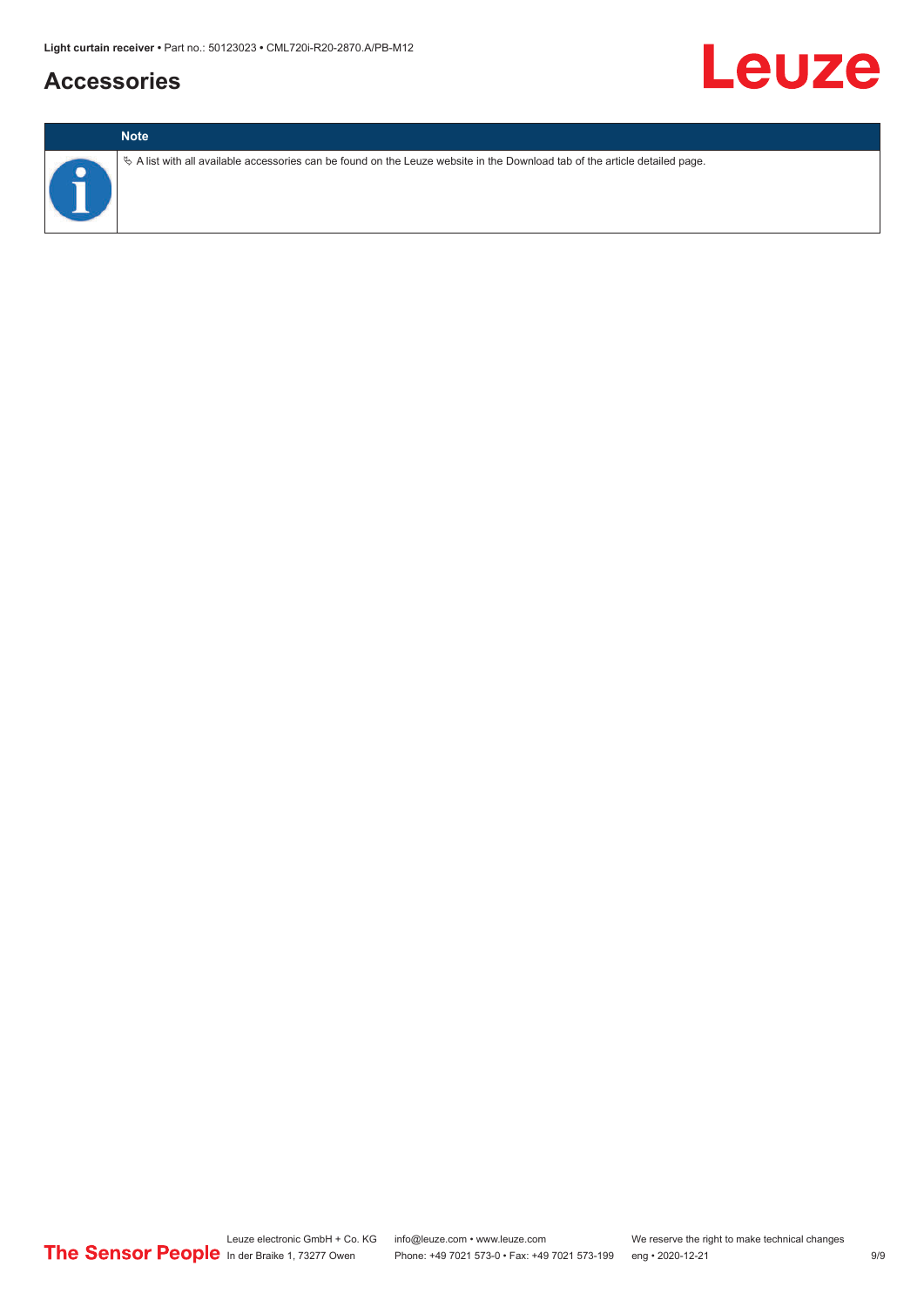## Accessories

| | Note |
|---|---|
| | ↳ A list with all available accessories can be found on the Leuze website in the Download tab of the article detailed page. |